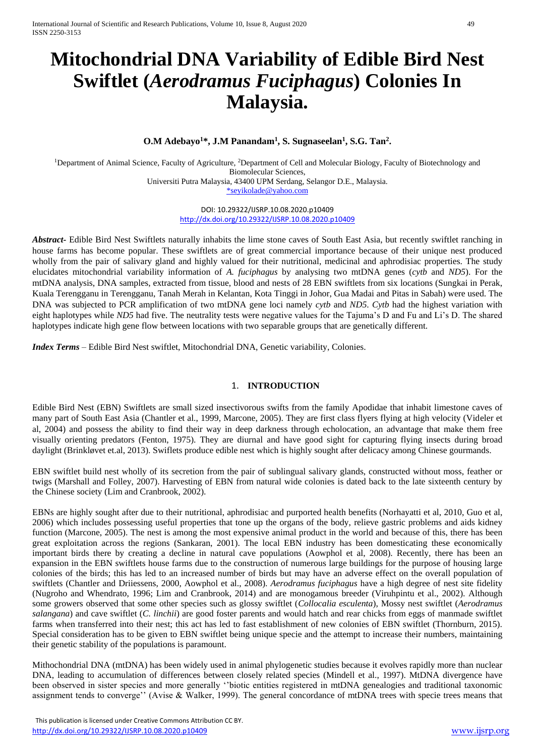# Mitochondrial DNA Variability of Edible Bird Nest Swiftlet (*Aerodramus Fuciphagus*) Colonies In Malaysia.

**O.M Adebayo[1]\*, J.M Panandam[1], S. Sugnaseelan[1], S.G. Tan[2].**

[1]Department of Animal Science, Faculty of Agriculture, [2]Department of Cell and Molecular Biology, Faculty of Biotechnology and Biomolecular Sciences,
Universiti Putra Malaysia, 43400 UPM Serdang, Selangor D.E., Malaysia.
*seyikolade@yahoo.com

DOI: 10.29322/IJSRP.10.08.2020.p10409
http://dx.doi.org/10.29322/IJSRP.10.08.2020.p10409

***Abstract-*** Edible Bird Nest Swiftlets naturally inhabits the lime stone caves of South East Asia, but recently swiftlet ranching in house farms has become popular. These swiftlets are of great commercial importance because of their unique nest produced wholly from the pair of salivary gland and highly valued for their nutritional, medicinal and aphrodisiac properties. The study elucidates mitochondrial variability information of *A. fuciphagus* by analysing two mtDNA genes (*cytb* and *ND5*). For the mtDNA analysis, DNA samples, extracted from tissue, blood and nests of 28 EBN swiftlets from six locations (Sungkai in Perak, Kuala Terengganu in Terengganu, Tanah Merah in Kelantan, Kota Tinggi in Johor, Gua Madai and Pitas in Sabah) were used. The DNA was subjected to PCR amplification of two mtDNA gene loci namely *cytb* and *ND5*. *Cytb* had the highest variation with eight haplotypes while *ND5* had five. The neutrality tests were negative values for the Tajuma's D and Fu and Li's D. The shared haplotypes indicate high gene flow between locations with two separable groups that are genetically different.

***Index Terms*** – Edible Bird Nest swiftlet, Mitochondrial DNA, Genetic variability, Colonies.

## 1. INTRODUCTION

Edible Bird Nest (EBN) Swiftlets are small sized insectivorous swifts from the family Apodidae that inhabit limestone caves of many part of South East Asia (Chantler et al., 1999, Marcone, 2005). They are first class flyers flying at high velocity (Videler et al, 2004) and possess the ability to find their way in deep darkness through echolocation, an advantage that make them free visually orienting predators (Fenton, 1975). They are diurnal and have good sight for capturing flying insects during broad daylight (Brinkløvet et.al, 2013). Swiflets produce edible nest which is highly sought after delicacy among Chinese gourmands.

EBN swiftlet build nest wholly of its secretion from the pair of sublingual salivary glands, constructed without moss, feather or twigs (Marshall and Folley, 2007). Harvesting of EBN from natural wide colonies is dated back to the late sixteenth century by the Chinese society (Lim and Cranbrook, 2002).

EBNs are highly sought after due to their nutritional, aphrodisiac and purported health benefits (Norhayatti et al, 2010, Guo et al, 2006) which includes possessing useful properties that tone up the organs of the body, relieve gastric problems and aids kidney function (Marcone, 2005). The nest is among the most expensive animal product in the world and because of this, there has been great exploitation across the regions (Sankaran, 2001). The local EBN industry has been domesticating these economically important birds there by creating a decline in natural cave populations (Aowphol et al, 2008). Recently, there has been an expansion in the EBN swiftlets house farms due to the construction of numerous large buildings for the purpose of housing large colonies of the birds; this has led to an increased number of birds but may have an adverse effect on the overall population of swiftlets (Chantler and Driiessens, 2000, Aowphol et al., 2008). *Aerodramus fuciphagus* have a high degree of nest site fidelity (Nugroho and Whendrato, 1996; Lim and Cranbrook, 2014) and are monogamous breeder (Viruhpintu et al., 2002). Although some growers observed that some other species such as glossy swiftlet (*Collocalia esculenta*), Mossy nest swiftlet (*Aerodramus salangana*) and cave swiftlet (*C. linchii*) are good foster parents and would hatch and rear chicks from eggs of manmade swiftlet farms when transferred into their nest; this act has led to fast establishment of new colonies of EBN swiftlet (Thornburn, 2015). Special consideration has to be given to EBN swiftlet being unique specie and the attempt to increase their numbers, maintaining their genetic stability of the populations is paramount.

Mithochondrial DNA (mtDNA) has been widely used in animal phylogenetic studies because it evolves rapidly more than nuclear DNA, leading to accumulation of differences between closely related species (Mindell et al., 1997). MtDNA divergence have been observed in sister species and more generally ''biotic entities registered in mtDNA genealogies and traditional taxonomic assignment tends to converge'' (Avise & Walker, 1999). The general concordance of mtDNA trees with specie trees means that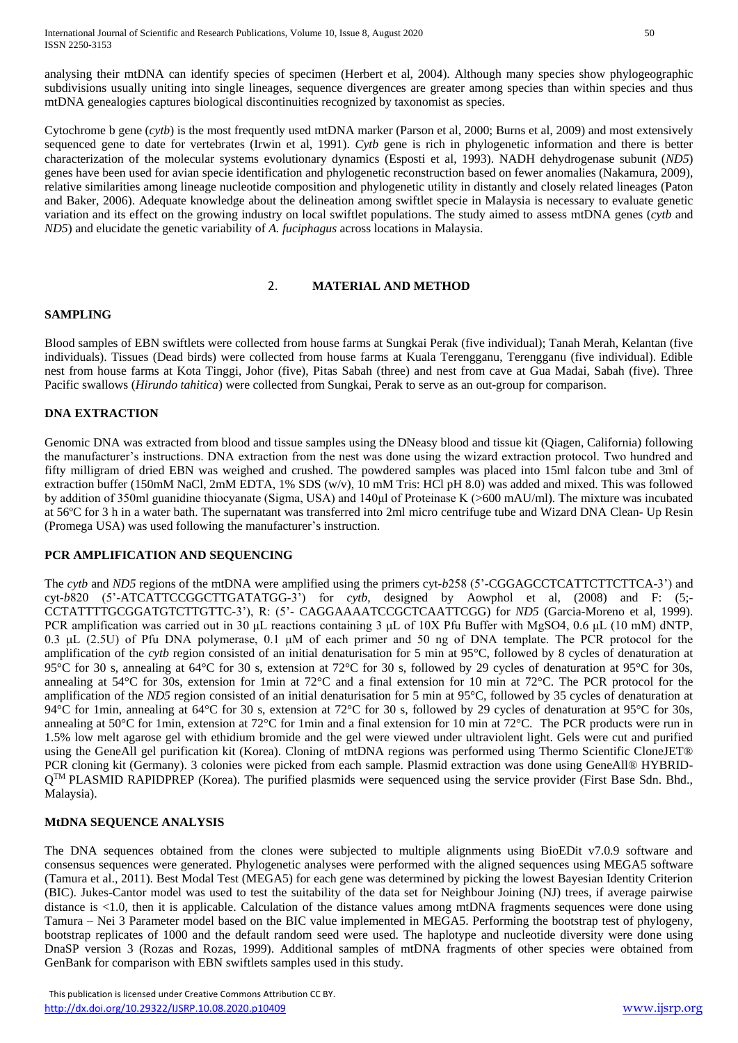analysing their mtDNA can identify species of specimen (Herbert et al, 2004). Although many species show phylogeographic subdivisions usually uniting into single lineages, sequence divergences are greater among species than within species and thus mtDNA genealogies captures biological discontinuities recognized by taxonomist as species.

Cytochrome b gene (*cytb*) is the most frequently used mtDNA marker (Parson et al, 2000; Burns et al, 2009) and most extensively sequenced gene to date for vertebrates (Irwin et al, 1991). *Cytb* gene is rich in phylogenetic information and there is better characterization of the molecular systems evolutionary dynamics (Esposti et al, 1993). NADH dehydrogenase subunit (*ND5*) genes have been used for avian specie identification and phylogenetic reconstruction based on fewer anomalies (Nakamura, 2009), relative similarities among lineage nucleotide composition and phylogenetic utility in distantly and closely related lineages (Paton and Baker, 2006). Adequate knowledge about the delineation among swiftlet specie in Malaysia is necessary to evaluate genetic variation and its effect on the growing industry on local swiftlet populations. The study aimed to assess mtDNA genes (*cytb* and *ND5*) and elucidate the genetic variability of *A. fuciphagus* across locations in Malaysia.

## 2. MATERIAL AND METHOD

### SAMPLING

Blood samples of EBN swiftlets were collected from house farms at Sungkai Perak (five individual); Tanah Merah, Kelantan (five individuals). Tissues (Dead birds) were collected from house farms at Kuala Terengganu, Terengganu (five individual). Edible nest from house farms at Kota Tinggi, Johor (five), Pitas Sabah (three) and nest from cave at Gua Madai, Sabah (five). Three Pacific swallows (*Hirundo tahitica*) were collected from Sungkai, Perak to serve as an out-group for comparison.

### DNA EXTRACTION

Genomic DNA was extracted from blood and tissue samples using the DNeasy blood and tissue kit (Qiagen, California) following the manufacturer's instructions. DNA extraction from the nest was done using the wizard extraction protocol. Two hundred and fifty milligram of dried EBN was weighed and crushed. The powdered samples was placed into 15ml falcon tube and 3ml of extraction buffer (150mM NaCl, 2mM EDTA, 1% SDS (w/v), 10 mM Tris: HCl pH 8.0) was added and mixed. This was followed by addition of 350ml guanidine thiocyanate (Sigma, USA) and 140µl of Proteinase K (>600 mAU/ml). The mixture was incubated at 56ºC for 3 h in a water bath. The supernatant was transferred into 2ml micro centrifuge tube and Wizard DNA Clean- Up Resin (Promega USA) was used following the manufacturer's instruction.

### PCR AMPLIFICATION AND SEQUENCING

The *cytb* and *ND5* regions of the mtDNA were amplified using the primers cyt-*b*258 (5'-CGGAGCCTCATTCTTCTTCA-3') and cyt-*b*820 (5'-ATCATTCCGGCTTGATATGG-3') for *cytb*, designed by Aowphol et al, (2008) and F: (5;-CCTATTTTGCGGATGTCTTGTTC-3'), R: (5'- CAGGAAAATCCGCTCAATTCGG) for *ND5* (Garcia-Moreno et al, 1999). PCR amplification was carried out in 30 µL reactions containing 3 µL of 10X Pfu Buffer with MgSO4, 0.6 µL (10 mM) dNTP, 0.3 µL (2.5U) of Pfu DNA polymerase, 0.1 µM of each primer and 50 ng of DNA template. The PCR protocol for the amplification of the *cytb* region consisted of an initial denaturisation for 5 min at 95°C, followed by 8 cycles of denaturation at 95°C for 30 s, annealing at 64°C for 30 s, extension at 72°C for 30 s, followed by 29 cycles of denaturation at 95°C for 30s, annealing at 54°C for 30s, extension for 1min at 72°C and a final extension for 10 min at 72°C. The PCR protocol for the amplification of the *ND5* region consisted of an initial denaturisation for 5 min at 95°C, followed by 35 cycles of denaturation at 94°C for 1min, annealing at 64°C for 30 s, extension at 72°C for 30 s, followed by 29 cycles of denaturation at 95°C for 30s, annealing at 50°C for 1min, extension at 72°C for 1min and a final extension for 10 min at 72°C. The PCR products were run in 1.5% low melt agarose gel with ethidium bromide and the gel were viewed under ultraviolent light. Gels were cut and purified using the GeneAll gel purification kit (Korea). Cloning of mtDNA regions was performed using Thermo Scientific CloneJET® PCR cloning kit (Germany). 3 colonies were picked from each sample. Plasmid extraction was done using GeneAll® HYBRID-Q™ PLASMID RAPIDPREP (Korea). The purified plasmids were sequenced using the service provider (First Base Sdn. Bhd., Malaysia).

### MtDNA SEQUENCE ANALYSIS

The DNA sequences obtained from the clones were subjected to multiple alignments using BioEDit v7.0.9 software and consensus sequences were generated. Phylogenetic analyses were performed with the aligned sequences using MEGA5 software (Tamura et al., 2011). Best Model Test (MEGA5) for each gene was determined by picking the lowest Bayesian Identity Criterion (BIC). Jukes-Cantor model was used to test the suitability of the data set for Neighbour Joining (NJ) trees, if average pairwise distance is <1.0, then it is applicable. Calculation of the distance values among mtDNA fragments sequences were done using Tamura – Nei 3 Parameter model based on the BIC value implemented in MEGA5. Performing the bootstrap test of phylogeny, bootstrap replicates of 1000 and the default random seed were used. The haplotype and nucleotide diversity were done using DnaSP version 3 (Rozas and Rozas, 1999). Additional samples of mtDNA fragments of other species were obtained from GenBank for comparison with EBN swiftlets samples used in this study.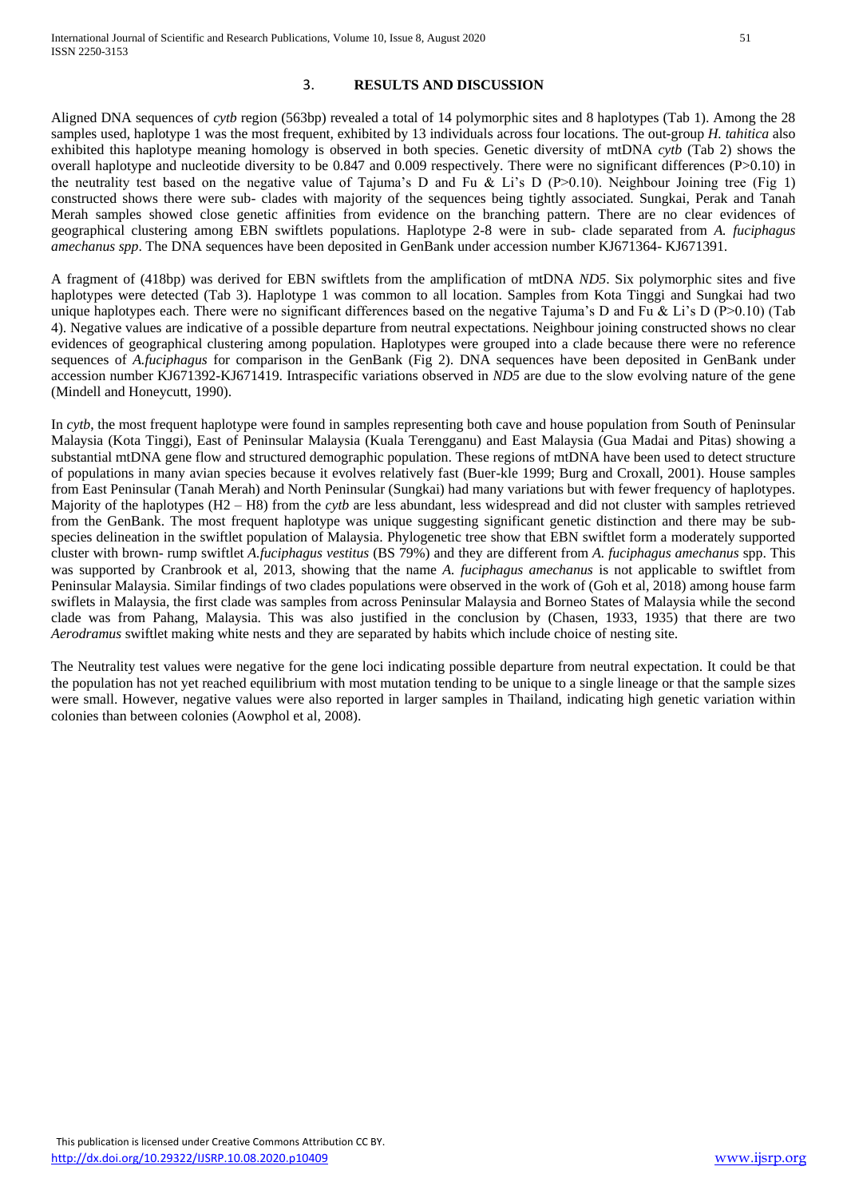## 3. RESULTS AND DISCUSSION

Aligned DNA sequences of *cytb* region (563bp) revealed a total of 14 polymorphic sites and 8 haplotypes (Tab 1). Among the 28 samples used, haplotype 1 was the most frequent, exhibited by 13 individuals across four locations. The out-group *H. tahitica* also exhibited this haplotype meaning homology is observed in both species. Genetic diversity of mtDNA *cytb* (Tab 2) shows the overall haplotype and nucleotide diversity to be 0.847 and 0.009 respectively. There were no significant differences (P>0.10) in the neutrality test based on the negative value of Tajuma's D and Fu & Li's D (P>0.10). Neighbour Joining tree (Fig 1) constructed shows there were sub- clades with majority of the sequences being tightly associated. Sungkai, Perak and Tanah Merah samples showed close genetic affinities from evidence on the branching pattern. There are no clear evidences of geographical clustering among EBN swiftlets populations. Haplotype 2-8 were in sub- clade separated from *A. fuciphagus amechanus spp*. The DNA sequences have been deposited in GenBank under accession number KJ671364- KJ671391.

A fragment of (418bp) was derived for EBN swiftlets from the amplification of mtDNA *ND5*. Six polymorphic sites and five haplotypes were detected (Tab 3). Haplotype 1 was common to all location. Samples from Kota Tinggi and Sungkai had two unique haplotypes each. There were no significant differences based on the negative Tajuma's D and Fu & Li's D (P>0.10) (Tab 4). Negative values are indicative of a possible departure from neutral expectations. Neighbour joining constructed shows no clear evidences of geographical clustering among population. Haplotypes were grouped into a clade because there were no reference sequences of *A.fuciphagus* for comparison in the GenBank (Fig 2). DNA sequences have been deposited in GenBank under accession number KJ671392-KJ671419. Intraspecific variations observed in *ND5* are due to the slow evolving nature of the gene (Mindell and Honeycutt, 1990).

In *cytb*, the most frequent haplotype were found in samples representing both cave and house population from South of Peninsular Malaysia (Kota Tinggi), East of Peninsular Malaysia (Kuala Terengganu) and East Malaysia (Gua Madai and Pitas) showing a substantial mtDNA gene flow and structured demographic population. These regions of mtDNA have been used to detect structure of populations in many avian species because it evolves relatively fast (Buer-kle 1999; Burg and Croxall, 2001). House samples from East Peninsular (Tanah Merah) and North Peninsular (Sungkai) had many variations but with fewer frequency of haplotypes. Majority of the haplotypes (H2 – H8) from the *cytb* are less abundant, less widespread and did not cluster with samples retrieved from the GenBank. The most frequent haplotype was unique suggesting significant genetic distinction and there may be sub-species delineation in the swiftlet population of Malaysia. Phylogenetic tree show that EBN swiftlet form a moderately supported cluster with brown- rump swiftlet *A.fuciphagus vestitus* (BS 79%) and they are different from *A. fuciphagus amechanus* spp. This was supported by Cranbrook et al, 2013, showing that the name *A. fuciphagus amechanus* is not applicable to swiftlet from Peninsular Malaysia. Similar findings of two clades populations were observed in the work of (Goh et al, 2018) among house farm swiflets in Malaysia, the first clade was samples from across Peninsular Malaysia and Borneo States of Malaysia while the second clade was from Pahang, Malaysia. This was also justified in the conclusion by (Chasen, 1933, 1935) that there are two *Aerodramus* swiftlet making white nests and they are separated by habits which include choice of nesting site.

The Neutrality test values were negative for the gene loci indicating possible departure from neutral expectation. It could be that the population has not yet reached equilibrium with most mutation tending to be unique to a single lineage or that the sample sizes were small. However, negative values were also reported in larger samples in Thailand, indicating high genetic variation within colonies than between colonies (Aowphol et al, 2008).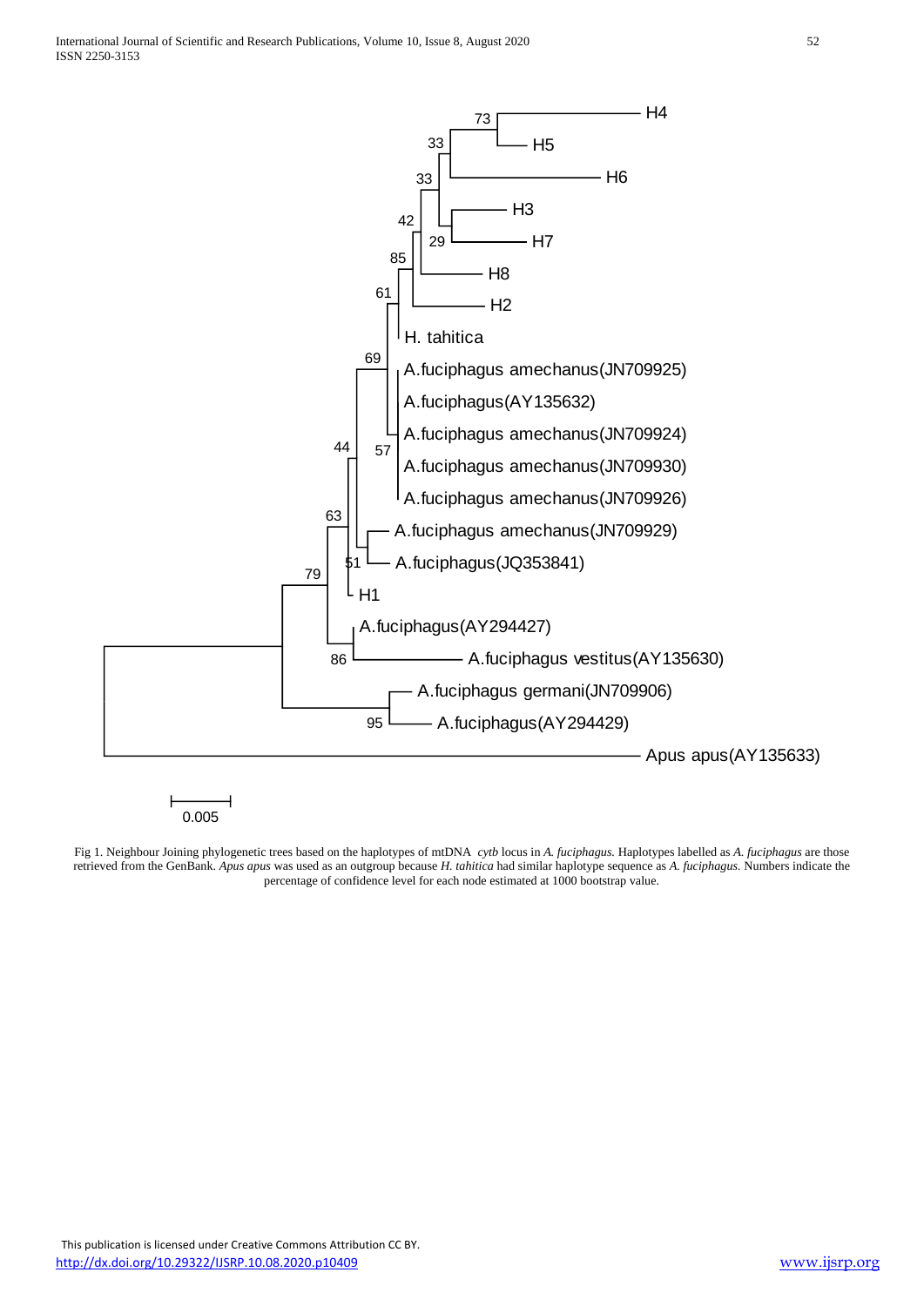Fig 1. Neighbour Joining phylogenetic trees based on the haplotypes of mtDNA *cytb* locus in *A. fuciphagus.* Haplotypes labelled as *A. fuciphagus* are those retrieved from the GenBank. *Apus apus* was used as an outgroup because *H. tahitica* had similar haplotype sequence as *A. fuciphagus*. Numbers indicate the percentage of confidence level for each node estimated at 1000 bootstrap value.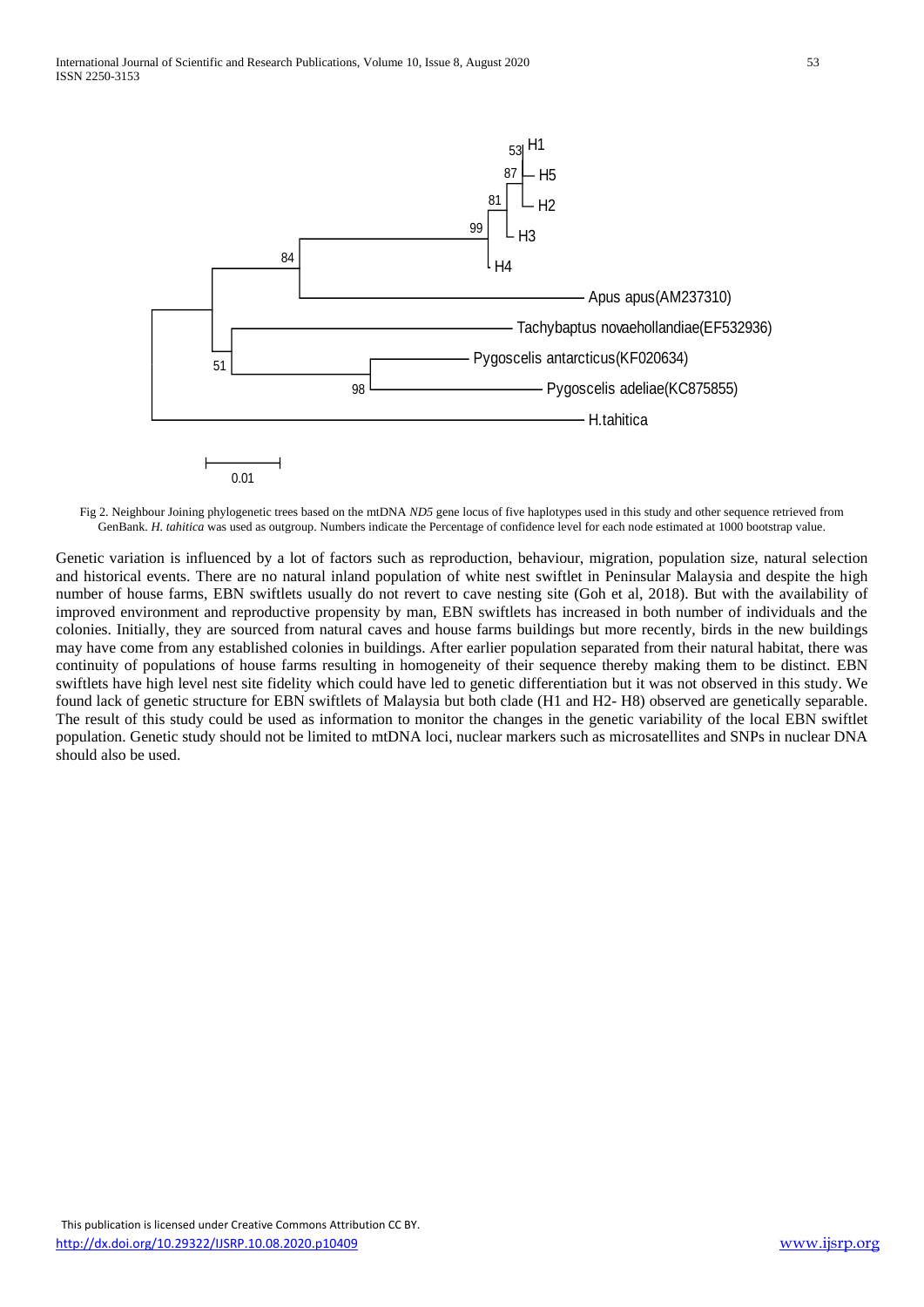Fig 2. Neighbour Joining phylogenetic trees based on the mtDNA *ND5* gene locus of five haplotypes used in this study and other sequence retrieved from GenBank. *H. tahitica* was used as outgroup. Numbers indicate the Percentage of confidence level for each node estimated at 1000 bootstrap value.

Genetic variation is influenced by a lot of factors such as reproduction, behaviour, migration, population size, natural selection and historical events. There are no natural inland population of white nest swiftlet in Peninsular Malaysia and despite the high number of house farms, EBN swiftlets usually do not revert to cave nesting site (Goh et al, 2018). But with the availability of improved environment and reproductive propensity by man, EBN swiftlets has increased in both number of individuals and the colonies. Initially, they are sourced from natural caves and house farms buildings but more recently, birds in the new buildings may have come from any established colonies in buildings. After earlier population separated from their natural habitat, there was continuity of populations of house farms resulting in homogeneity of their sequence thereby making them to be distinct. EBN swiftlets have high level nest site fidelity which could have led to genetic differentiation but it was not observed in this study. We found lack of genetic structure for EBN swiftlets of Malaysia but both clade (H1 and H2- H8) observed are genetically separable. The result of this study could be used as information to monitor the changes in the genetic variability of the local EBN swiftlet population. Genetic study should not be limited to mtDNA loci, nuclear markers such as microsatellites and SNPs in nuclear DNA should also be used.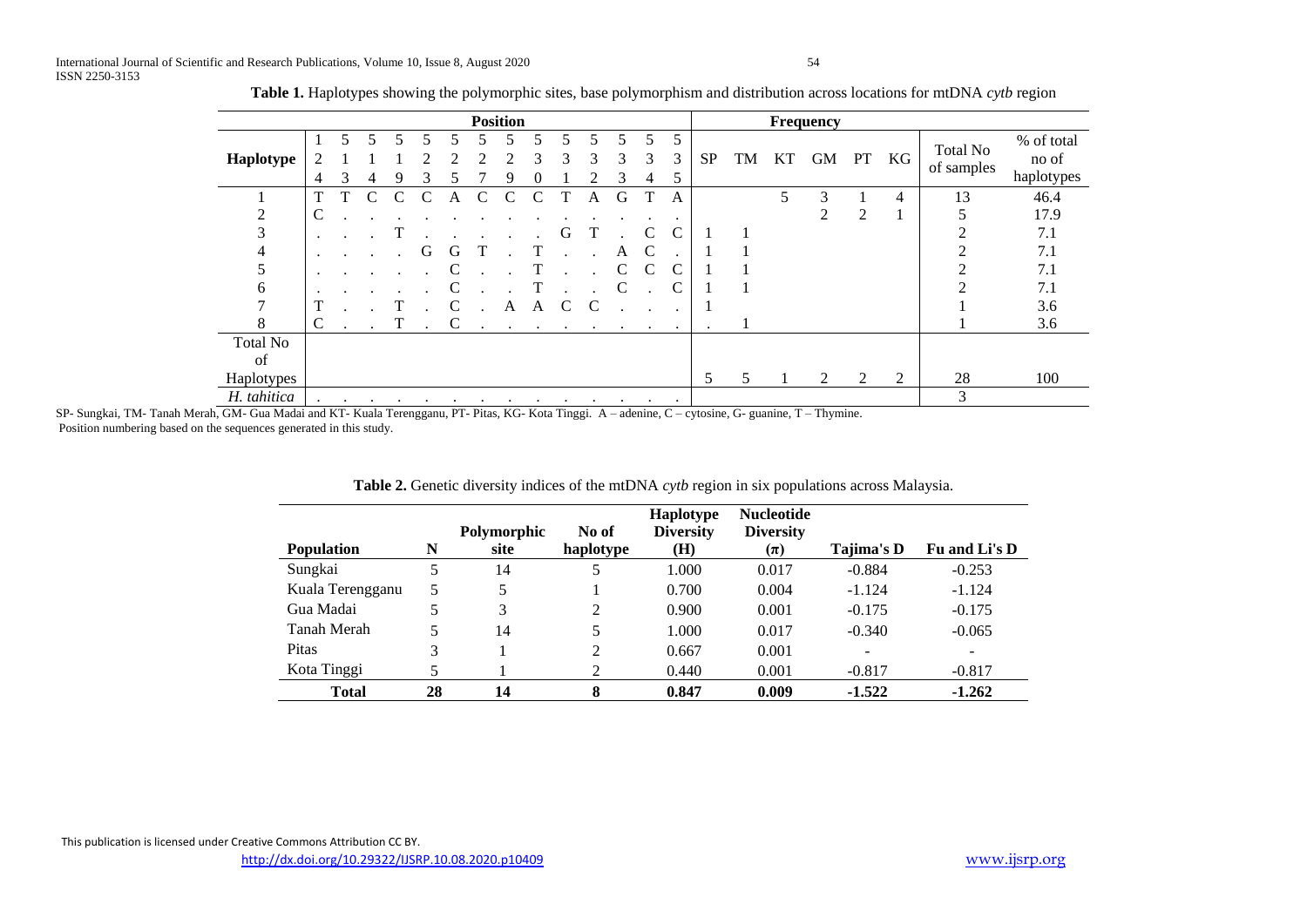**Table 1.** Haplotypes showing the polymorphic sites, base polymorphism and distribution across locations for mtDNA *cytb* region

| Haplotype | Position | | | | | | | | | | | | | | Frequency | | | | | | Total No of samples | % of total no of haplotypes |
|---|---|---|---|---|---|---|---|---|---|---|---|---|---|---|---|---|---|---|---|---|---|---|
| | 124 | 513 | 514 | 519 | 523 | 525 | 527 | 529 | 530 | 531 | 532 | 533 | 534 | 535 | SP | TM | KT | GM | PT | KG | | |
| 1 | T | T | C | C | C | A | C | C | C | T | A | G | T | A | | | 5 | 3 | 1 | 4 | 13 | 46.4 |
| 2 | C | . | . | . | . | . | . | . | . | . | . | . | . | . | | | | 2 | 2 | 1 | 5 | 17.9 |
| 3 | . | . | . | T | . | . | . | . | . | G | T | . | C | C | 1 | 1 | | | | | 2 | 7.1 |
| 4 | . | . | . | . | G | G | T | . | T | . | . | A | C | . | 1 | 1 | | | | | 2 | 7.1 |
| 5 | . | . | . | . | . | C | . | . | T | . | . | C | C | C | 1 | 1 | | | | | 2 | 7.1 |
| 6 | . | . | . | . | . | C | . | . | T | . | . | C | . | C | 1 | 1 | | | | | 2 | 7.1 |
| 7 | T | . | . | T | . | C | . | A | A | C | C | . | . | . | 1 | | | | | | 1 | 3.6 |
| 8 | C | . | . | T | . | C | . | . | . | . | . | . | . | . | . | 1 | | | | | 1 | 3.6 |
| Total No of Haplotypes | | | | | | | | | | | | | | | 5 | 5 | 1 | 2 | 2 | 2 | 28 | 100 |
| *H. tahitica* | . | . | . | . | . | . | . | . | . | . | . | . | . | . | | | | | | | 3 | |

SP- Sungkai, TM- Tanah Merah, GM- Gua Madai and KT- Kuala Terengganu, PT- Pitas, KG- Kota Tinggi. A – adenine, C – cytosine, G- guanine, T – Thymine.
Position numbering based on the sequences generated in this study.

**Table 2.** Genetic diversity indices of the mtDNA *cytb* region in six populations across Malaysia.

| Population | N | Polymorphic site | No of haplotype | Haplotype Diversity (H) | Nucleotide Diversity ($\pi$) | Tajima's D | Fu and Li's D |
|---|---|---|---|---|---|---|---|
| Sungkai | 5 | 14 | 5 | 1.000 | 0.017 | -0.884 | -0.253 |
| Kuala Terengganu | 5 | 5 | 1 | 0.700 | 0.004 | -1.124 | -1.124 |
| Gua Madai | 5 | 3 | 2 | 0.900 | 0.001 | -0.175 | -0.175 |
| Tanah Merah | 5 | 14 | 5 | 1.000 | 0.017 | -0.340 | -0.065 |
| Pitas | 3 | 1 | 2 | 0.667 | 0.001 | - | - |
| Kota Tinggi | 5 | 1 | 2 | 0.440 | 0.001 | -0.817 | -0.817 |
| **Total** | **28** | **14** | **8** | **0.847** | **0.009** | **-1.522** | **-1.262** |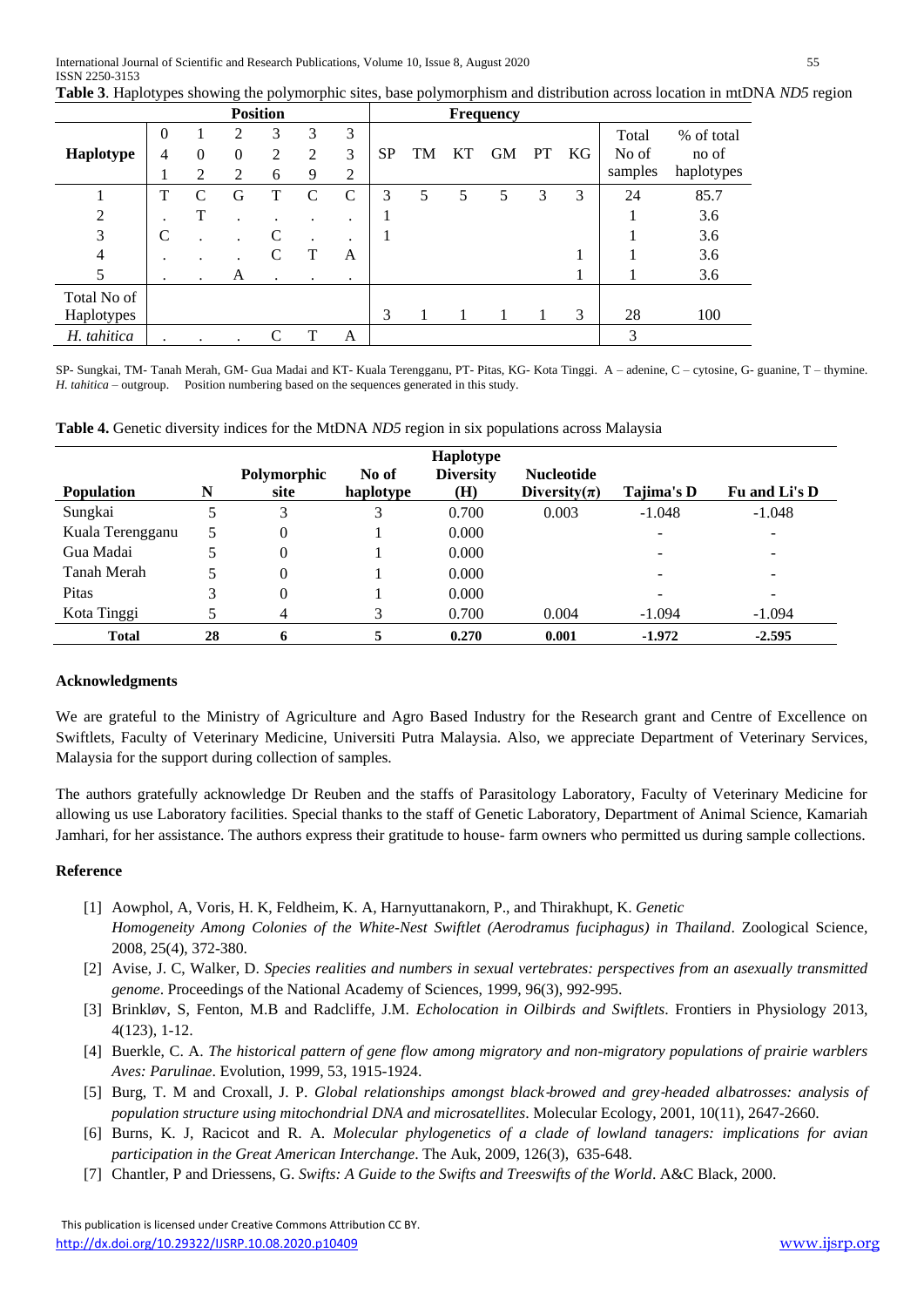**Table 3**. Haplotypes showing the polymorphic sites, base polymorphism and distribution across location in mtDNA *ND5* region

| Haplotype | Position | | | | | | Frequency | | | | | | Total No of samples | % of total no of haplotypes |
|---|---|---|---|---|---|---|---|---|---|---|---|---|---|---|
| | 041 | 102 | 022 | 326 | 329 | 332 | SP | TM | KT | GM | PT | KG | | |
| 1 | T | C | G | T | C | C | 3 | 5 | 5 | 5 | 3 | 3 | 24 | 85.7 |
| 2 | . | T | . | . | . | . | 1 | | | | | | 1 | 3.6 |
| 3 | C | . | . | C | . | . | 1 | | | | | | 1 | 3.6 |
| 4 | . | . | . | C | T | A | | | | | | 1 | 1 | 3.6 |
| 5 | . | . | A | . | . | . | | | | | | 1 | 1 | 3.6 |
| Total No of Haplotypes | | | | | | | 3 | 1 | 1 | 1 | 1 | 3 | 28 | 100 |
| *H. tahitica* | . | . | . | C | T | A | | | | | | | 3 | |

SP- Sungkai, TM- Tanah Merah, GM- Gua Madai and KT- Kuala Terengganu, PT- Pitas, KG- Kota Tinggi. A – adenine, C – cytosine, G- guanine, T – thymine. *H. tahitica* – outgroup. Position numbering based on the sequences generated in this study.

**Table 4.** Genetic diversity indices for the MtDNA *ND5* region in six populations across Malaysia

| Population | N | Polymorphic site | No of haplotype | Haplotype Diversity (H) | Nucleotide Diversity($\pi$) | Tajima's D | Fu and Li's D |
|---|---|---|---|---|---|---|---|
| Sungkai | 5 | 3 | 3 | 0.700 | 0.003 | -1.048 | -1.048 |
| Kuala Terengganu | 5 | 0 | 1 | 0.000 | | - | - |
| Gua Madai | 5 | 0 | 1 | 0.000 | | - | - |
| Tanah Merah | 5 | 0 | 1 | 0.000 | | - | - |
| Pitas | 3 | 0 | 1 | 0.000 | | - | - |
| Kota Tinggi | 5 | 4 | 3 | 0.700 | 0.004 | -1.094 | -1.094 |
| **Total** | **28** | **6** | **5** | **0.270** | **0.001** | **-1.972** | **-2.595** |

### Acknowledgments

We are grateful to the Ministry of Agriculture and Agro Based Industry for the Research grant and Centre of Excellence on Swiftlets, Faculty of Veterinary Medicine, Universiti Putra Malaysia. Also, we appreciate Department of Veterinary Services, Malaysia for the support during collection of samples.

The authors gratefully acknowledge Dr Reuben and the staffs of Parasitology Laboratory, Faculty of Veterinary Medicine for allowing us use Laboratory facilities. Special thanks to the staff of Genetic Laboratory, Department of Animal Science, Kamariah Jamhari, for her assistance. The authors express their gratitude to house- farm owners who permitted us during sample collections.

### Reference

[1] Aowphol, A, Voris, H. K, Feldheim, K. A, Harnyuttanakorn, P., and Thirakhupt, K. *Genetic Homogeneity Among Colonies of the White-Nest Swiftlet (Aerodramus fuciphagus) in Thailand*. Zoological Science, 2008, 25(4), 372-380.

[2] Avise, J. C, Walker, D. *Species realities and numbers in sexual vertebrates: perspectives from an asexually transmitted genome*. Proceedings of the National Academy of Sciences, 1999, 96(3), 992-995.

[3] Brinkløv, S, Fenton, M.B and Radcliffe, J.M. *Echolocation in Oilbirds and Swiftlets*. Frontiers in Physiology 2013, 4(123), 1-12.

[4] Buerkle, C. A. *The historical pattern of gene flow among migratory and non-migratory populations of prairie warblers Aves: Parulinae*. Evolution, 1999, 53, 1915-1924.

[5] Burg, T. M and Croxall, J. P. *Global relationships amongst black‐browed and grey‐headed albatrosses: analysis of population structure using mitochondrial DNA and microsatellites*. Molecular Ecology, 2001, 10(11), 2647-2660.

[6] Burns, K. J, Racicot and R. A. *Molecular phylogenetics of a clade of lowland tanagers: implications for avian participation in the Great American Interchange*. The Auk, 2009, 126(3), 635-648.

[7] Chantler, P and Driessens, G. *Swifts: A Guide to the Swifts and Treeswifts of the World*. A&C Black, 2000.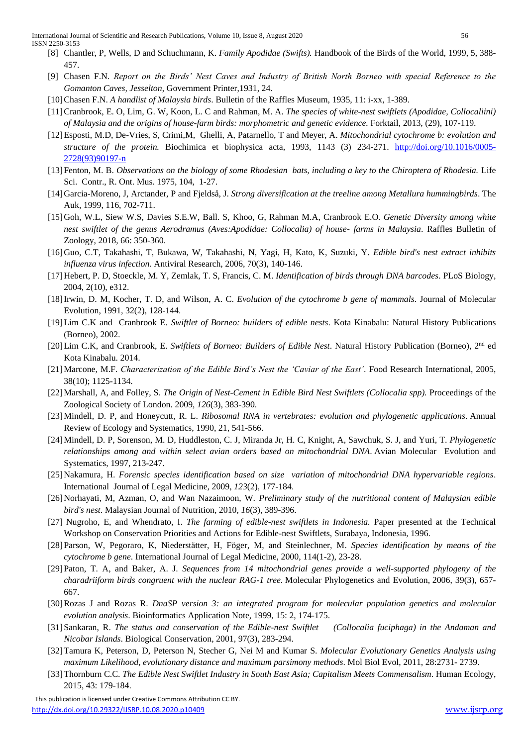[8] Chantler, P, Wells, D and Schuchmann, K. *Family Apodidae (Swifts).* Handbook of the Birds of the World, 1999, 5, 388-457.

[9] Chasen F.N. *Report on the Birds' Nest Caves and Industry of British North Borneo with special Reference to the Gomanton Caves, Jesselton*, Government Printer,1931, 24.

[10] Chasen F.N. *A handlist of Malaysia birds*. Bulletin of the Raffles Museum, 1935, 11: i-xx, 1-389.

[11] Cranbrook, E. O, Lim, G. W, Koon, L. C and Rahman, M. A. *The species of white-nest swiftlets (Apodidae, Collocaliini) of Malaysia and the origins of house-farm birds: morphometric and genetic evidence.* Forktail, 2013, (29), 107-119.

[12] Esposti, M.D, De-Vries, S, Crimi,M, Ghelli, A, Patarnello, T and Meyer, A. *Mitochondrial cytochrome b: evolution and structure of the protein.* Biochimica et biophysica acta, 1993, 1143 (3) 234-271. http://doi.org/10.1016/0005-2728(93)90197-n

[13] Fenton, M. B. *Observations on the biology of some Rhodesian bats, including a key to the Chiroptera of Rhodesia.* Life Sci. Contr., R. Ont. Mus. 1975, 104, 1-27.

[14] Garcia-Moreno, J, Arctander, P and Fjeldså, J. *Strong diversification at the treeline among Metallura hummingbirds*. The Auk, 1999, 116, 702-711.

[15] Goh, W.L, Siew W.S, Davies S.E.W, Ball. S, Khoo, G, Rahman M.A, Cranbrook E.O. *Genetic Diversity among white nest swiftlet of the genus Aerodramus (Aves:Apodidae: Collocalia) of house- farms in Malaysia*. Raffles Bulletin of Zoology, 2018, 66: 350-360.

[16] Guo, C.T, Takahashi, T, Bukawa, W, Takahashi, N, Yagi, H, Kato, K, Suzuki, Y. *Edible bird's nest extract inhibits influenza virus infection.* Antiviral Research, 2006, 70(3), 140-146.

[17] Hebert, P. D, Stoeckle, M. Y, Zemlak, T. S, Francis, C. M. *Identification of birds through DNA barcodes*. PLoS Biology, 2004, 2(10), e312.

[18] Irwin, D. M, Kocher, T. D, and Wilson, A. C. *Evolution of the cytochrome b gene of mammals*. Journal of Molecular Evolution, 1991, 32(2), 128-144.

[19] Lim C.K and Cranbrook E. *Swiftlet of Borneo: builders of edible nests*. Kota Kinabalu: Natural History Publications (Borneo), 2002.

[20] Lim C.K, and Cranbrook, E. *Swiftlets of Borneo: Builders of Edible Nest*. Natural History Publication (Borneo), 2nd ed Kota Kinabalu. 2014.

[21] Marcone, M.F. *Characterization of the Edible Bird's Nest the 'Caviar of the East'*. Food Research International, 2005, 38(10); 1125-1134.

[22] Marshall, A, and Folley, S. *The Origin of Nest-Cement in Edible Bird Nest Swiftlets (Collocalia spp).* Proceedings of the Zoological Society of London. 2009, *126*(3), 383-390.

[23] Mindell, D. P, and Honeycutt, R. L. *Ribosomal RNA in vertebrates: evolution and phylogenetic applications*. Annual Review of Ecology and Systematics, 1990, 21, 541-566.

[24] Mindell, D. P, Sorenson, M. D, Huddleston, C. J, Miranda Jr, H. C, Knight, A, Sawchuk, S. J, and Yuri, T. *Phylogenetic relationships among and within select avian orders based on mitochondrial DNA*. Avian Molecular Evolution and Systematics, 1997, 213-247.

[25] Nakamura, H. *Forensic species identification based on size variation of mitochondrial DNA hypervariable regions*. International Journal of Legal Medicine, 2009, *123*(2), 177-184.

[26] Norhayati, M, Azman, O, and Wan Nazaimoon, W. *Preliminary study of the nutritional content of Malaysian edible bird's nest*. Malaysian Journal of Nutrition, 2010, *16*(3), 389-396.

[27] Nugroho, E, and Whendrato, I. *The farming of edible-nest swiftlets in Indonesia.* Paper presented at the Technical Workshop on Conservation Priorities and Actions for Edible-nest Swiftlets, Surabaya, Indonesia, 1996.

[28] Parson, W, Pegoraro, K, Niederstätter, H, Föger, M, and Steinlechner, M. *Species identification by means of the cytochrome b gene*. International Journal of Legal Medicine, 2000, 114(1-2), 23-28.

[29] Paton, T. A, and Baker, A. J. *Sequences from 14 mitochondrial genes provide a well-supported phylogeny of the charadriiform birds congruent with the nuclear RAG-1 tree*. Molecular Phylogenetics and Evolution, 2006, 39(3), 657-667.

[30] Rozas J and Rozas R. *DnaSP version 3: an integrated program for molecular population genetics and molecular evolution analysis*. Bioinformatics Application Note, 1999, 15: 2, 174-175.

[31] Sankaran, R. *The status and conservation of the Edible-nest Swiftlet (Collocalia fuciphaga) in the Andaman and Nicobar Islands*. Biological Conservation, 2001, 97(3), 283-294.

[32] Tamura K, Peterson, D, Peterson N, Stecher G, Nei M and Kumar S. *Molecular Evolutionary Genetics Analysis using maximum Likelihood, evolutionary distance and maximum parsimony methods*. Mol Biol Evol, 2011, 28:2731- 2739.

[33] Thornburn C.C. *The Edible Nest Swiftlet Industry in South East Asia; Capitalism Meets Commensalism*. Human Ecology, 2015, 43: 179-184.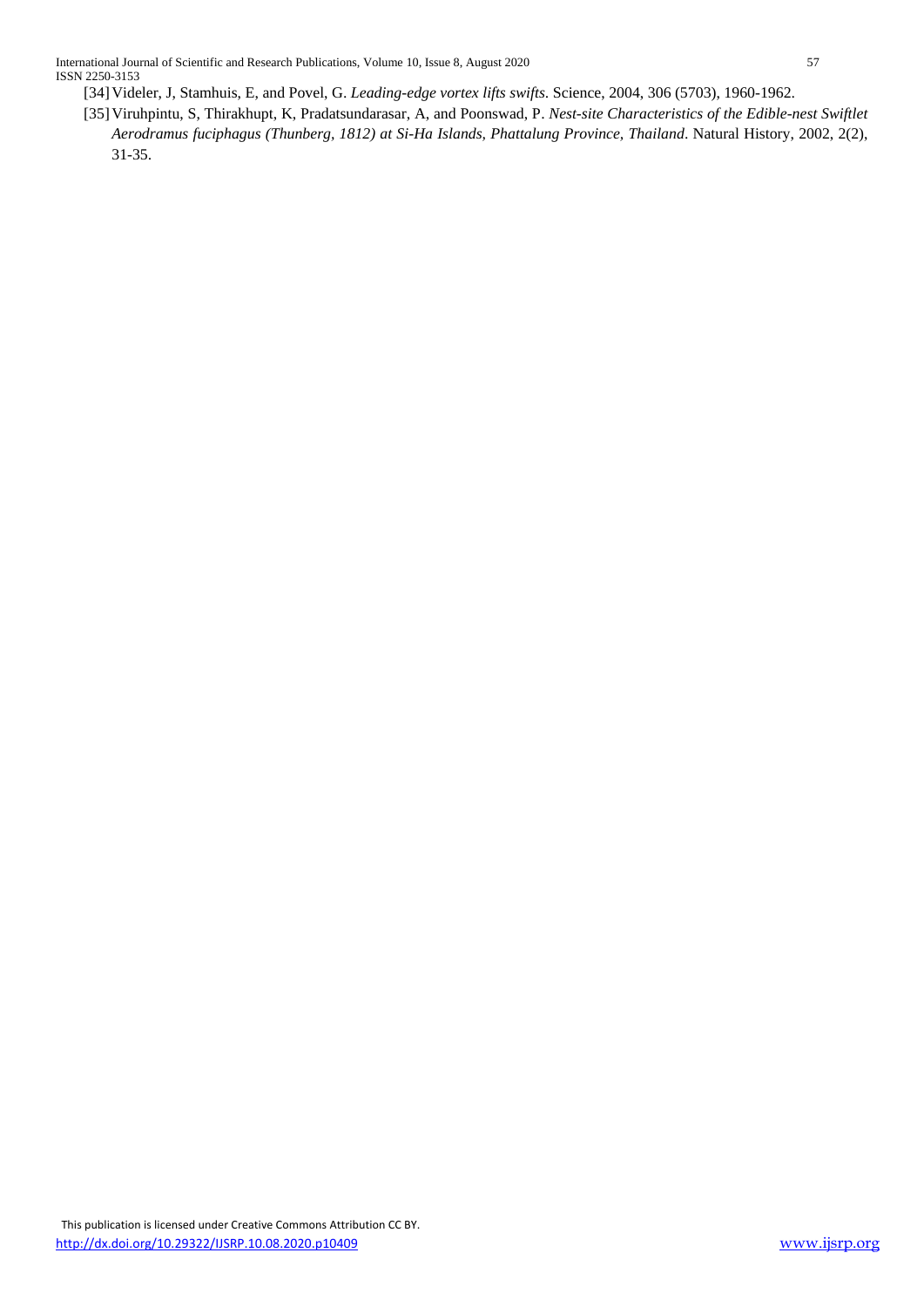[34] Videler, J, Stamhuis, E, and Povel, G. *Leading-edge vortex lifts swifts*. Science, 2004, 306 (5703), 1960-1962.

[35] Viruhpintu, S, Thirakhupt, K, Pradatsundarasar, A, and Poonswad, P. *Nest-site Characteristics of the Edible-nest Swiftlet Aerodramus fuciphagus (Thunberg, 1812) at Si-Ha Islands, Phattalung Province, Thailand*. Natural History, 2002, 2(2), 31-35.